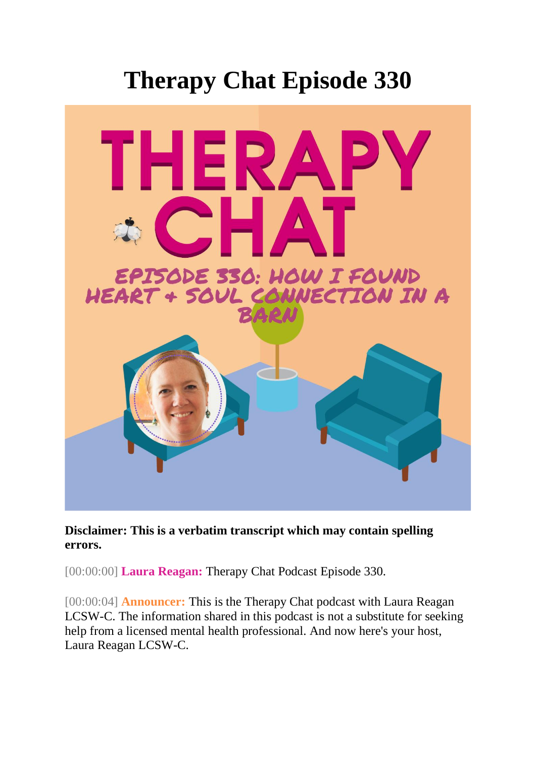# Therapy Chat Episode 330

**Disclaimer: This is a verbatim transcript which may contain spelling errors.**

[00:00:00] **Laura Reagan:** Therapy Chat Podcast Episode 330.

[00:00:04] **Announcer:** This is the Therapy Chat podcast with Laura Reagan LCSW-C. The information shared in this podcast is not a substitute for seeking help from a licensed mental health professional. And now here's your host, Laura Reagan LCSW-C.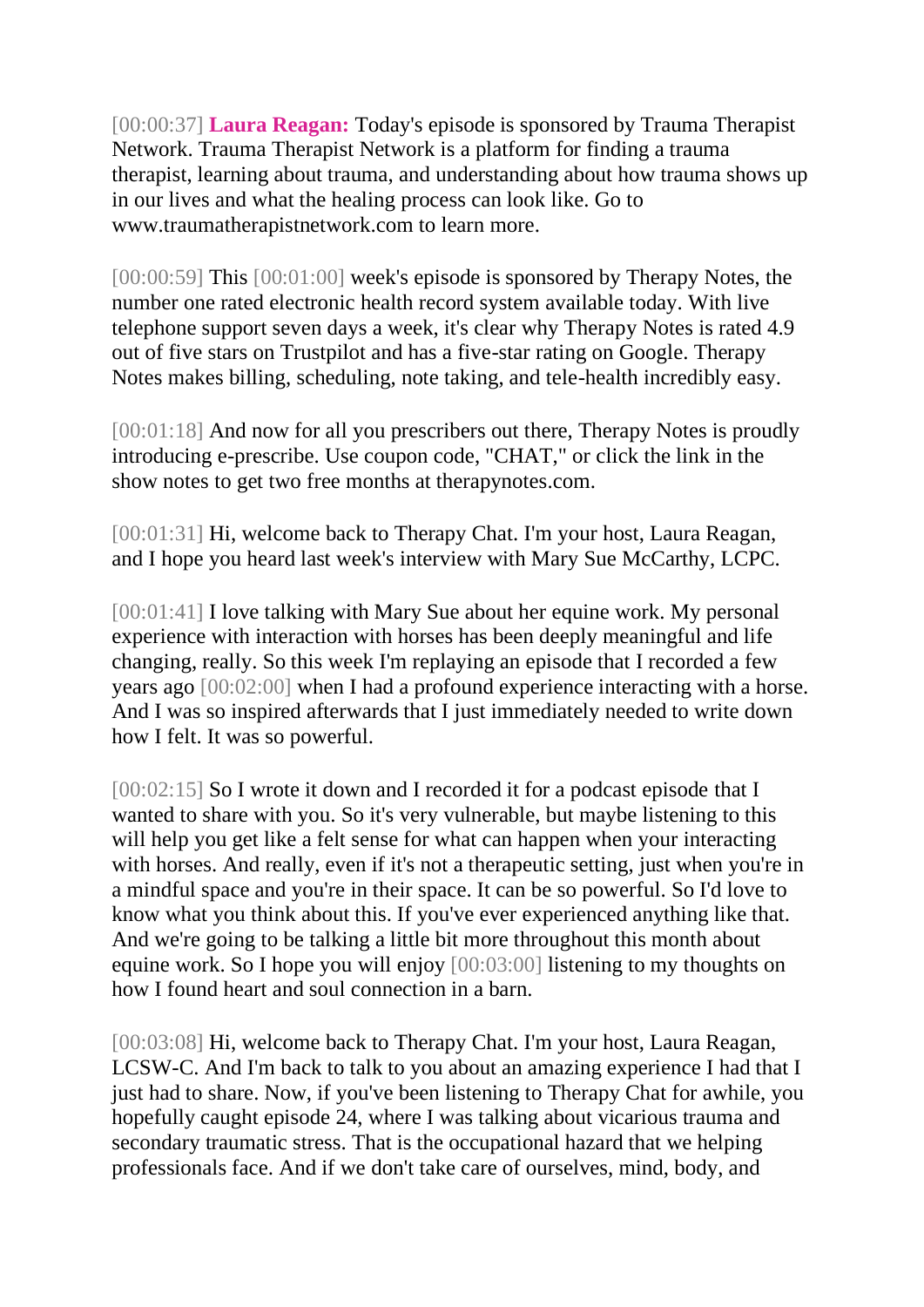[00:00:37] **Laura Reagan:** Today's episode is sponsored by Trauma Therapist Network. Trauma Therapist Network is a platform for finding a trauma therapist, learning about trauma, and understanding about how trauma shows up in our lives and what the healing process can look like. Go to www.traumatherapistnetwork.com to learn more.

[00:00:59] This [00:01:00] week's episode is sponsored by Therapy Notes, the number one rated electronic health record system available today. With live telephone support seven days a week, it's clear why Therapy Notes is rated 4.9 out of five stars on Trustpilot and has a five-star rating on Google. Therapy Notes makes billing, scheduling, note taking, and tele-health incredibly easy.

[00:01:18] And now for all you prescribers out there, Therapy Notes is proudly introducing e-prescribe. Use coupon code, "CHAT," or click the link in the show notes to get two free months at therapynotes.com.

[00:01:31] Hi, welcome back to Therapy Chat. I'm your host, Laura Reagan, and I hope you heard last week's interview with Mary Sue McCarthy, LCPC.

[00:01:41] I love talking with Mary Sue about her equine work. My personal experience with interaction with horses has been deeply meaningful and life changing, really. So this week I'm replaying an episode that I recorded a few years ago [00:02:00] when I had a profound experience interacting with a horse. And I was so inspired afterwards that I just immediately needed to write down how I felt. It was so powerful.

[00:02:15] So I wrote it down and I recorded it for a podcast episode that I wanted to share with you. So it's very vulnerable, but maybe listening to this will help you get like a felt sense for what can happen when your interacting with horses. And really, even if it's not a therapeutic setting, just when you're in a mindful space and you're in their space. It can be so powerful. So I'd love to know what you think about this. If you've ever experienced anything like that. And we're going to be talking a little bit more throughout this month about equine work. So I hope you will enjoy [00:03:00] listening to my thoughts on how I found heart and soul connection in a barn.

[00:03:08] Hi, welcome back to Therapy Chat. I'm your host, Laura Reagan, LCSW-C. And I'm back to talk to you about an amazing experience I had that I just had to share. Now, if you've been listening to Therapy Chat for awhile, you hopefully caught episode 24, where I was talking about vicarious trauma and secondary traumatic stress. That is the occupational hazard that we helping professionals face. And if we don't take care of ourselves, mind, body, and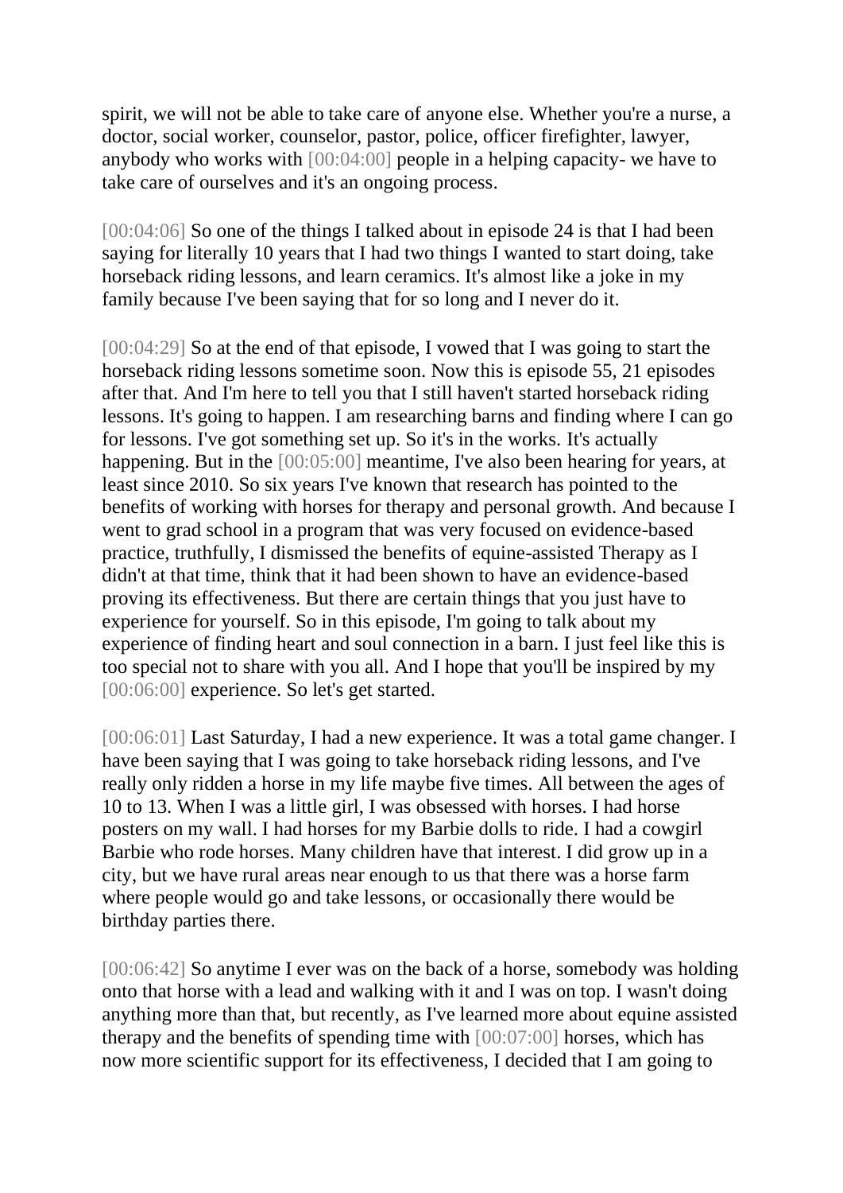spirit, we will not be able to take care of anyone else. Whether you're a nurse, a doctor, social worker, counselor, pastor, police, officer firefighter, lawyer, anybody who works with [00:04:00] people in a helping capacity- we have to take care of ourselves and it's an ongoing process.

[00:04:06] So one of the things I talked about in episode 24 is that I had been saying for literally 10 years that I had two things I wanted to start doing, take horseback riding lessons, and learn ceramics. It's almost like a joke in my family because I've been saying that for so long and I never do it.

[00:04:29] So at the end of that episode, I vowed that I was going to start the horseback riding lessons sometime soon. Now this is episode 55, 21 episodes after that. And I'm here to tell you that I still haven't started horseback riding lessons. It's going to happen. I am researching barns and finding where I can go for lessons. I've got something set up. So it's in the works. It's actually happening. But in the [00:05:00] meantime, I've also been hearing for years, at least since 2010. So six years I've known that research has pointed to the benefits of working with horses for therapy and personal growth. And because I went to grad school in a program that was very focused on evidence-based practice, truthfully, I dismissed the benefits of equine-assisted Therapy as I didn't at that time, think that it had been shown to have an evidence-based proving its effectiveness. But there are certain things that you just have to experience for yourself. So in this episode, I'm going to talk about my experience of finding heart and soul connection in a barn. I just feel like this is too special not to share with you all. And I hope that you'll be inspired by my [00:06:00] experience. So let's get started.

[00:06:01] Last Saturday, I had a new experience. It was a total game changer. I have been saying that I was going to take horseback riding lessons, and I've really only ridden a horse in my life maybe five times. All between the ages of 10 to 13. When I was a little girl, I was obsessed with horses. I had horse posters on my wall. I had horses for my Barbie dolls to ride. I had a cowgirl Barbie who rode horses. Many children have that interest. I did grow up in a city, but we have rural areas near enough to us that there was a horse farm where people would go and take lessons, or occasionally there would be birthday parties there.

[00:06:42] So anytime I ever was on the back of a horse, somebody was holding onto that horse with a lead and walking with it and I was on top. I wasn't doing anything more than that, but recently, as I've learned more about equine assisted therapy and the benefits of spending time with [00:07:00] horses, which has now more scientific support for its effectiveness, I decided that I am going to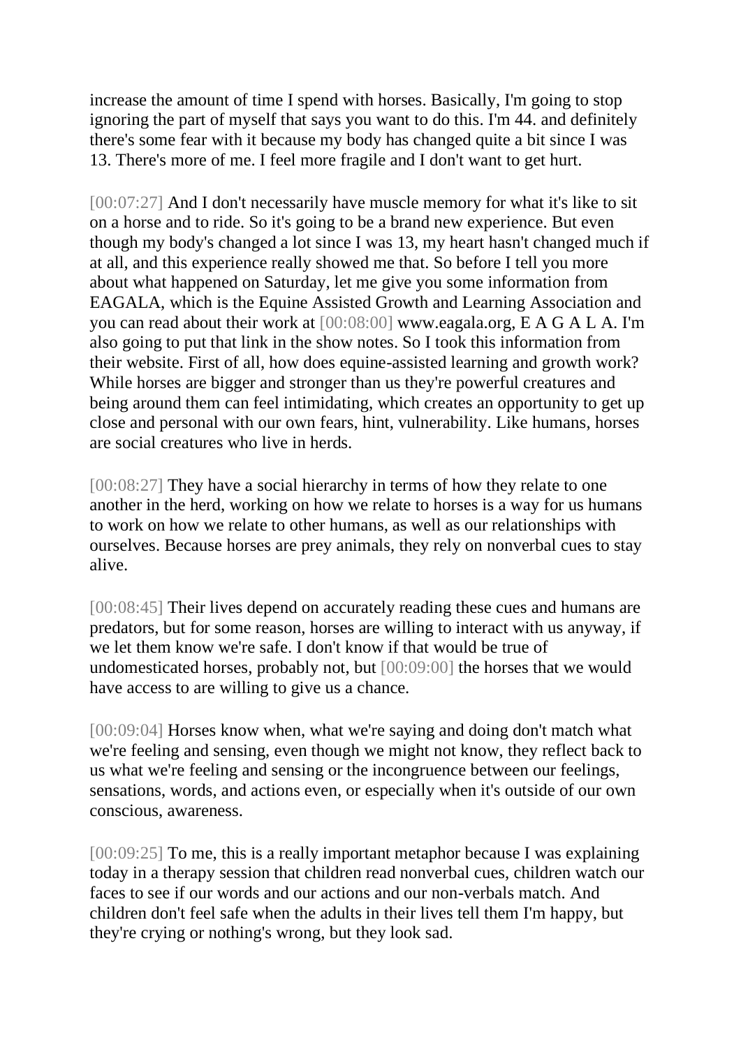increase the amount of time I spend with horses. Basically, I'm going to stop ignoring the part of myself that says you want to do this. I'm 44. and definitely there's some fear with it because my body has changed quite a bit since I was 13. There's more of me. I feel more fragile and I don't want to get hurt.

[00:07:27] And I don't necessarily have muscle memory for what it's like to sit on a horse and to ride. So it's going to be a brand new experience. But even though my body's changed a lot since I was 13, my heart hasn't changed much if at all, and this experience really showed me that. So before I tell you more about what happened on Saturday, let me give you some information from EAGALA, which is the Equine Assisted Growth and Learning Association and you can read about their work at [00:08:00] www.eagala.org, E A G A L A. I'm also going to put that link in the show notes. So I took this information from their website. First of all, how does equine-assisted learning and growth work? While horses are bigger and stronger than us they're powerful creatures and being around them can feel intimidating, which creates an opportunity to get up close and personal with our own fears, hint, vulnerability. Like humans, horses are social creatures who live in herds.

[00:08:27] They have a social hierarchy in terms of how they relate to one another in the herd, working on how we relate to horses is a way for us humans to work on how we relate to other humans, as well as our relationships with ourselves. Because horses are prey animals, they rely on nonverbal cues to stay alive.

[00:08:45] Their lives depend on accurately reading these cues and humans are predators, but for some reason, horses are willing to interact with us anyway, if we let them know we're safe. I don't know if that would be true of undomesticated horses, probably not, but [00:09:00] the horses that we would have access to are willing to give us a chance.

[00:09:04] Horses know when, what we're saying and doing don't match what we're feeling and sensing, even though we might not know, they reflect back to us what we're feeling and sensing or the incongruence between our feelings, sensations, words, and actions even, or especially when it's outside of our own conscious, awareness.

[00:09:25] To me, this is a really important metaphor because I was explaining today in a therapy session that children read nonverbal cues, children watch our faces to see if our words and our actions and our non-verbals match. And children don't feel safe when the adults in their lives tell them I'm happy, but they're crying or nothing's wrong, but they look sad.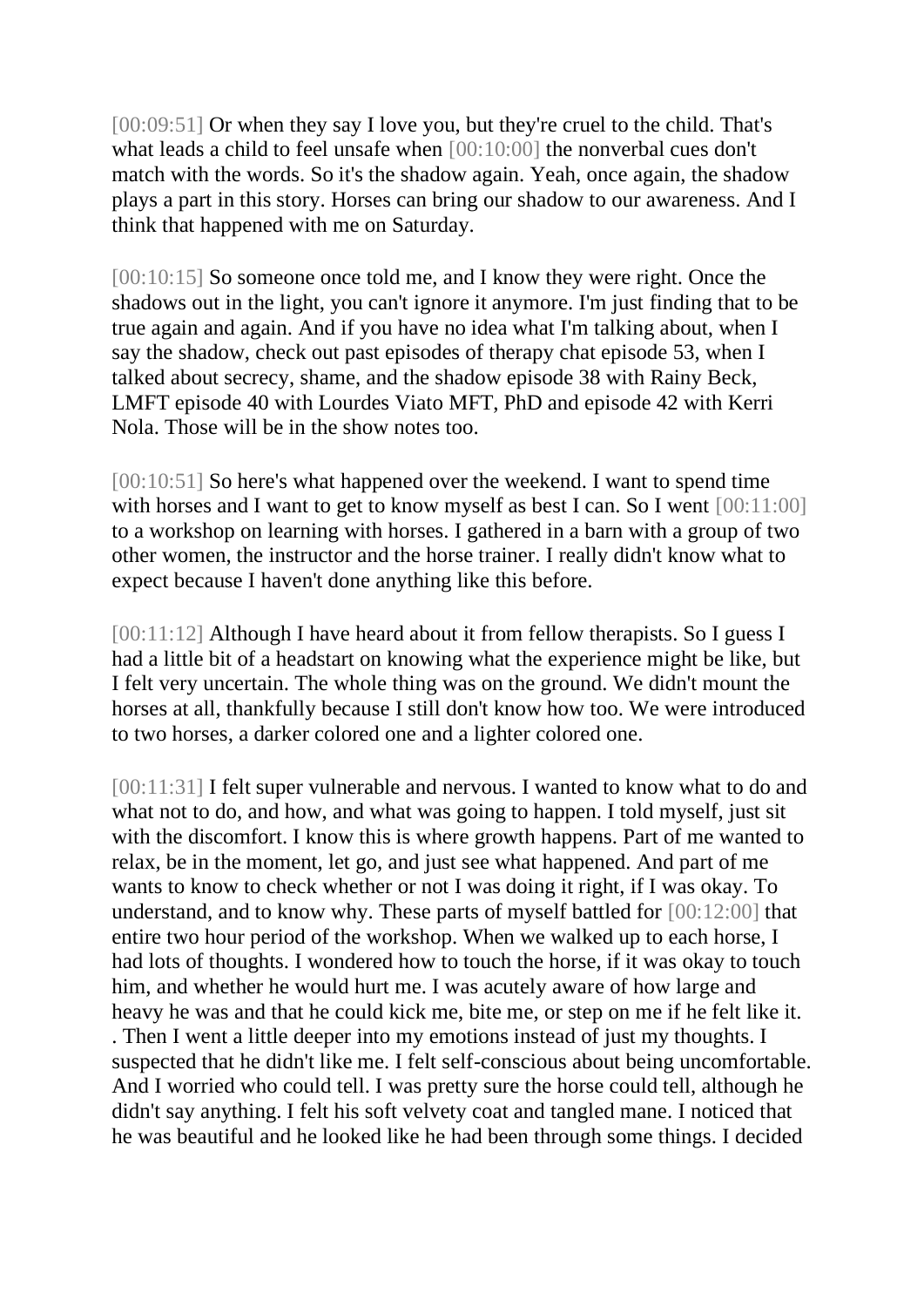[00:09:51] Or when they say I love you, but they're cruel to the child. That's what leads a child to feel unsafe when [00:10:00] the nonverbal cues don't match with the words. So it's the shadow again. Yeah, once again, the shadow plays a part in this story. Horses can bring our shadow to our awareness. And I think that happened with me on Saturday.

[00:10:15] So someone once told me, and I know they were right. Once the shadows out in the light, you can't ignore it anymore. I'm just finding that to be true again and again. And if you have no idea what I'm talking about, when I say the shadow, check out past episodes of therapy chat episode 53, when I talked about secrecy, shame, and the shadow episode 38 with Rainy Beck, LMFT episode 40 with Lourdes Viato MFT, PhD and episode 42 with Kerri Nola. Those will be in the show notes too.

[00:10:51] So here's what happened over the weekend. I want to spend time with horses and I want to get to know myself as best I can. So I went [00:11:00] to a workshop on learning with horses. I gathered in a barn with a group of two other women, the instructor and the horse trainer. I really didn't know what to expect because I haven't done anything like this before.

[00:11:12] Although I have heard about it from fellow therapists. So I guess I had a little bit of a headstart on knowing what the experience might be like, but I felt very uncertain. The whole thing was on the ground. We didn't mount the horses at all, thankfully because I still don't know how too. We were introduced to two horses, a darker colored one and a lighter colored one.

[00:11:31] I felt super vulnerable and nervous. I wanted to know what to do and what not to do, and how, and what was going to happen. I told myself, just sit with the discomfort. I know this is where growth happens. Part of me wanted to relax, be in the moment, let go, and just see what happened. And part of me wants to know to check whether or not I was doing it right, if I was okay. To understand, and to know why. These parts of myself battled for [00:12:00] that entire two hour period of the workshop. When we walked up to each horse, I had lots of thoughts. I wondered how to touch the horse, if it was okay to touch him, and whether he would hurt me. I was acutely aware of how large and heavy he was and that he could kick me, bite me, or step on me if he felt like it. . Then I went a little deeper into my emotions instead of just my thoughts. I suspected that he didn't like me. I felt self-conscious about being uncomfortable. And I worried who could tell. I was pretty sure the horse could tell, although he didn't say anything. I felt his soft velvety coat and tangled mane. I noticed that he was beautiful and he looked like he had been through some things. I decided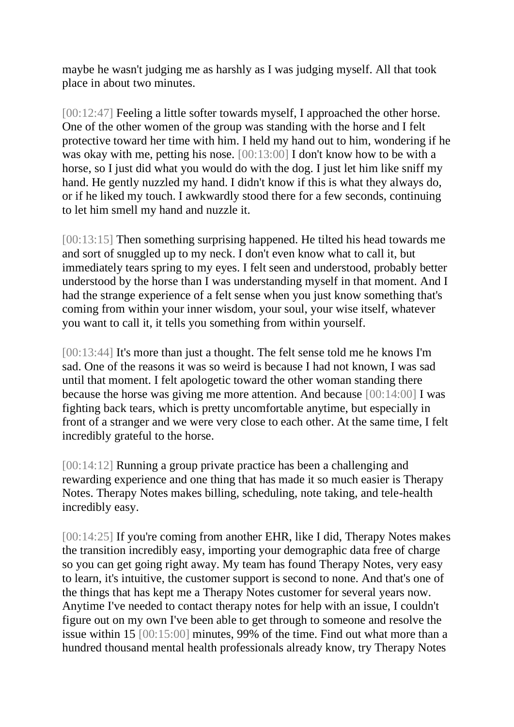maybe he wasn't judging me as harshly as I was judging myself. All that took place in about two minutes.

[00:12:47] Feeling a little softer towards myself, I approached the other horse. One of the other women of the group was standing with the horse and I felt protective toward her time with him. I held my hand out to him, wondering if he was okay with me, petting his nose. [00:13:00] I don't know how to be with a horse, so I just did what you would do with the dog. I just let him like sniff my hand. He gently nuzzled my hand. I didn't know if this is what they always do, or if he liked my touch. I awkwardly stood there for a few seconds, continuing to let him smell my hand and nuzzle it.

[00:13:15] Then something surprising happened. He tilted his head towards me and sort of snuggled up to my neck. I don't even know what to call it, but immediately tears spring to my eyes. I felt seen and understood, probably better understood by the horse than I was understanding myself in that moment. And I had the strange experience of a felt sense when you just know something that's coming from within your inner wisdom, your soul, your wise itself, whatever you want to call it, it tells you something from within yourself.

[00:13:44] It's more than just a thought. The felt sense told me he knows I'm sad. One of the reasons it was so weird is because I had not known, I was sad until that moment. I felt apologetic toward the other woman standing there because the horse was giving me more attention. And because [00:14:00] I was fighting back tears, which is pretty uncomfortable anytime, but especially in front of a stranger and we were very close to each other. At the same time, I felt incredibly grateful to the horse.

[00:14:12] Running a group private practice has been a challenging and rewarding experience and one thing that has made it so much easier is Therapy Notes. Therapy Notes makes billing, scheduling, note taking, and tele-health incredibly easy.

[00:14:25] If you're coming from another EHR, like I did, Therapy Notes makes the transition incredibly easy, importing your demographic data free of charge so you can get going right away. My team has found Therapy Notes, very easy to learn, it's intuitive, the customer support is second to none. And that's one of the things that has kept me a Therapy Notes customer for several years now. Anytime I've needed to contact therapy notes for help with an issue, I couldn't figure out on my own I've been able to get through to someone and resolve the issue within 15 [00:15:00] minutes, 99% of the time. Find out what more than a hundred thousand mental health professionals already know, try Therapy Notes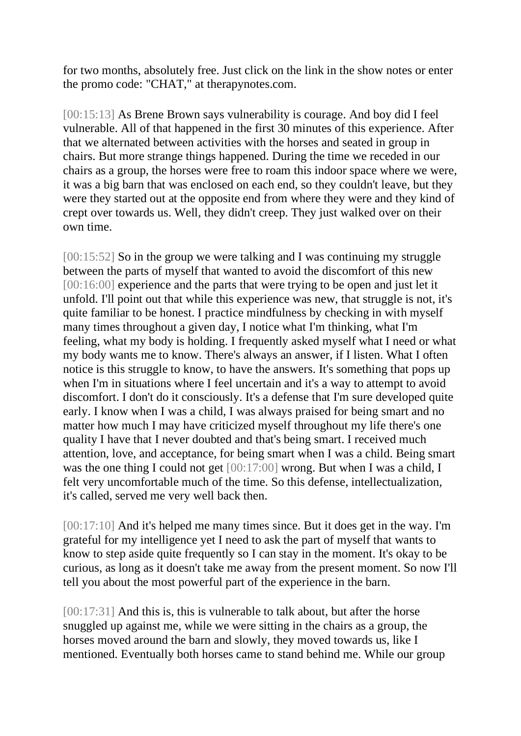for two months, absolutely free. Just click on the link in the show notes or enter the promo code: "CHAT," at therapynotes.com.

[00:15:13] As Brene Brown says vulnerability is courage. And boy did I feel vulnerable. All of that happened in the first 30 minutes of this experience. After that we alternated between activities with the horses and seated in group in chairs. But more strange things happened. During the time we receded in our chairs as a group, the horses were free to roam this indoor space where we were, it was a big barn that was enclosed on each end, so they couldn't leave, but they were they started out at the opposite end from where they were and they kind of crept over towards us. Well, they didn't creep. They just walked over on their own time.

[00:15:52] So in the group we were talking and I was continuing my struggle between the parts of myself that wanted to avoid the discomfort of this new [00:16:00] experience and the parts that were trying to be open and just let it unfold. I'll point out that while this experience was new, that struggle is not, it's quite familiar to be honest. I practice mindfulness by checking in with myself many times throughout a given day, I notice what I'm thinking, what I'm feeling, what my body is holding. I frequently asked myself what I need or what my body wants me to know. There's always an answer, if I listen. What I often notice is this struggle to know, to have the answers. It's something that pops up when I'm in situations where I feel uncertain and it's a way to attempt to avoid discomfort. I don't do it consciously. It's a defense that I'm sure developed quite early. I know when I was a child, I was always praised for being smart and no matter how much I may have criticized myself throughout my life there's one quality I have that I never doubted and that's being smart. I received much attention, love, and acceptance, for being smart when I was a child. Being smart was the one thing I could not get [00:17:00] wrong. But when I was a child, I felt very uncomfortable much of the time. So this defense, intellectualization, it's called, served me very well back then.

[00:17:10] And it's helped me many times since. But it does get in the way. I'm grateful for my intelligence yet I need to ask the part of myself that wants to know to step aside quite frequently so I can stay in the moment. It's okay to be curious, as long as it doesn't take me away from the present moment. So now I'll tell you about the most powerful part of the experience in the barn.

[00:17:31] And this is, this is vulnerable to talk about, but after the horse snuggled up against me, while we were sitting in the chairs as a group, the horses moved around the barn and slowly, they moved towards us, like I mentioned. Eventually both horses came to stand behind me. While our group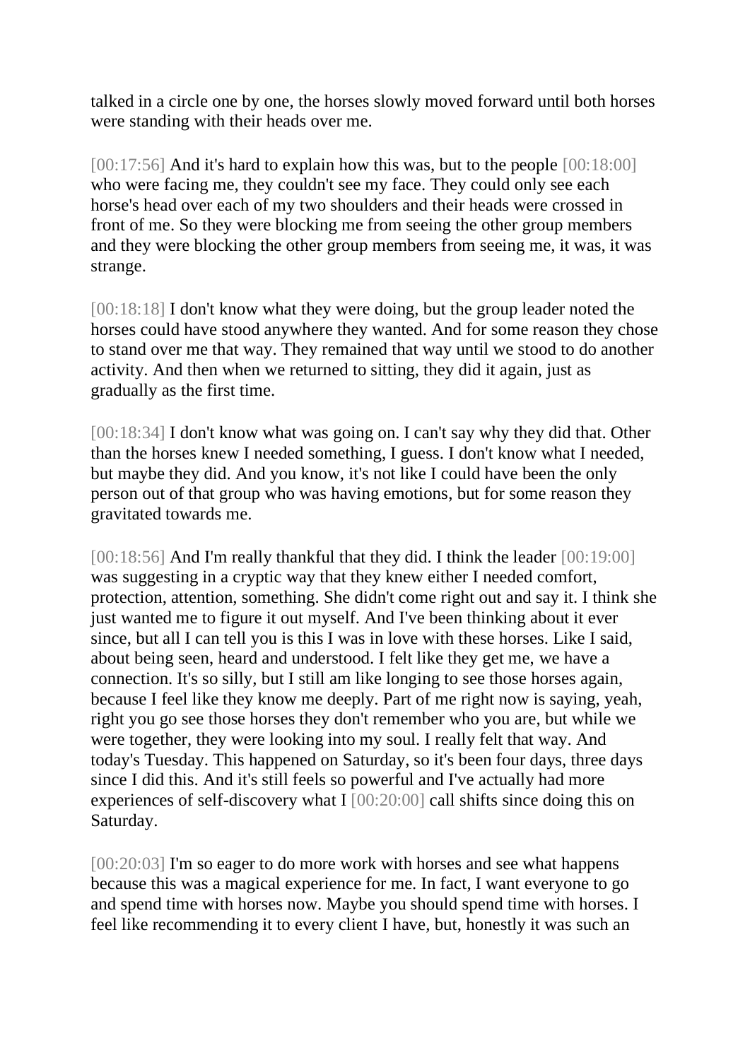talked in a circle one by one, the horses slowly moved forward until both horses were standing with their heads over me.

[00:17:56] And it's hard to explain how this was, but to the people [00:18:00] who were facing me, they couldn't see my face. They could only see each horse's head over each of my two shoulders and their heads were crossed in front of me. So they were blocking me from seeing the other group members and they were blocking the other group members from seeing me, it was, it was strange.

[00:18:18] I don't know what they were doing, but the group leader noted the horses could have stood anywhere they wanted. And for some reason they chose to stand over me that way. They remained that way until we stood to do another activity. And then when we returned to sitting, they did it again, just as gradually as the first time.

[00:18:34] I don't know what was going on. I can't say why they did that. Other than the horses knew I needed something, I guess. I don't know what I needed, but maybe they did. And you know, it's not like I could have been the only person out of that group who was having emotions, but for some reason they gravitated towards me.

[00:18:56] And I'm really thankful that they did. I think the leader [00:19:00] was suggesting in a cryptic way that they knew either I needed comfort, protection, attention, something. She didn't come right out and say it. I think she just wanted me to figure it out myself. And I've been thinking about it ever since, but all I can tell you is this I was in love with these horses. Like I said, about being seen, heard and understood. I felt like they get me, we have a connection. It's so silly, but I still am like longing to see those horses again, because I feel like they know me deeply. Part of me right now is saying, yeah, right you go see those horses they don't remember who you are, but while we were together, they were looking into my soul. I really felt that way. And today's Tuesday. This happened on Saturday, so it's been four days, three days since I did this. And it's still feels so powerful and I've actually had more experiences of self-discovery what I [00:20:00] call shifts since doing this on Saturday.

[00:20:03] I'm so eager to do more work with horses and see what happens because this was a magical experience for me. In fact, I want everyone to go and spend time with horses now. Maybe you should spend time with horses. I feel like recommending it to every client I have, but, honestly it was such an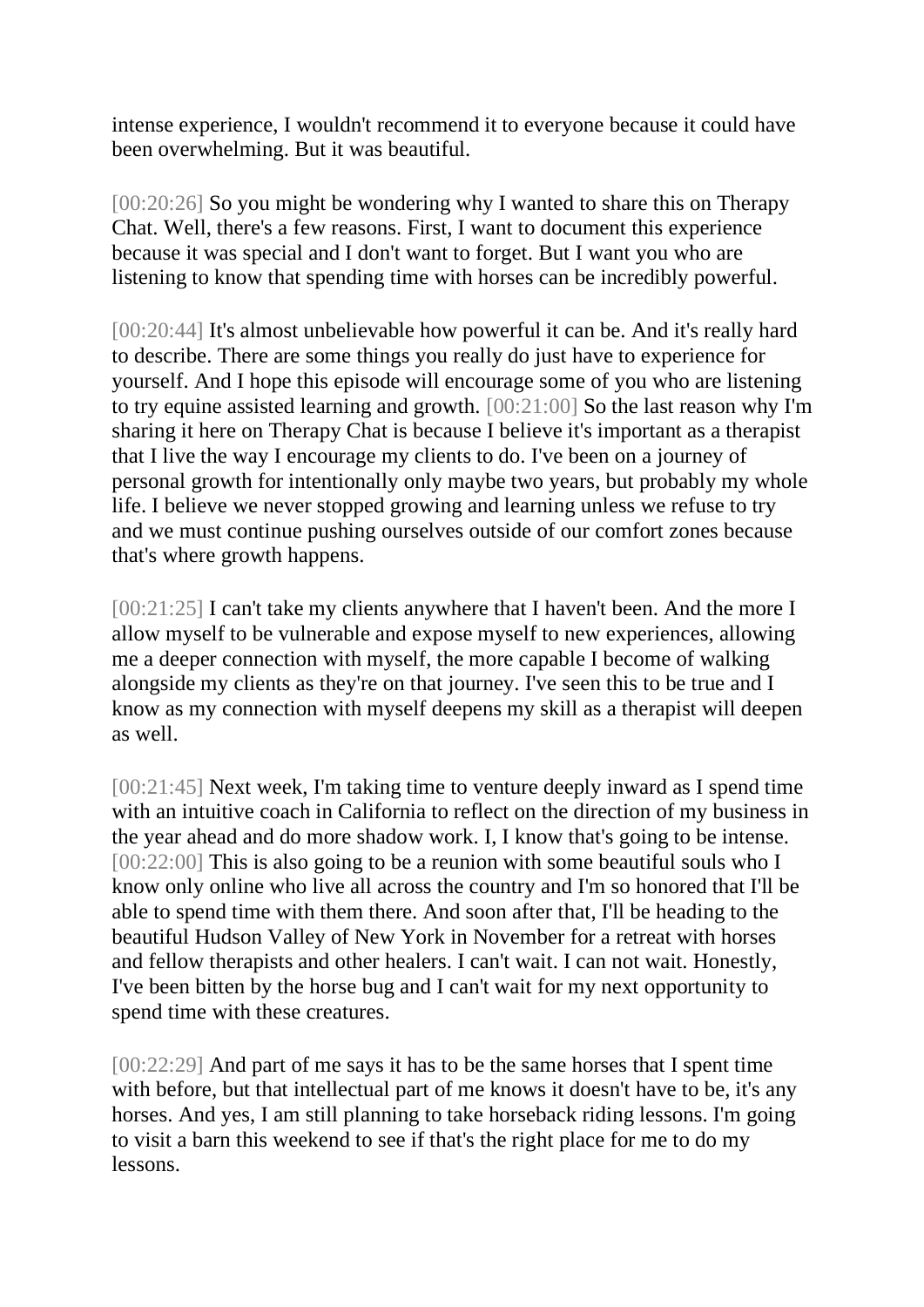intense experience, I wouldn't recommend it to everyone because it could have been overwhelming. But it was beautiful.

[00:20:26] So you might be wondering why I wanted to share this on Therapy Chat. Well, there's a few reasons. First, I want to document this experience because it was special and I don't want to forget. But I want you who are listening to know that spending time with horses can be incredibly powerful.

[00:20:44] It's almost unbelievable how powerful it can be. And it's really hard to describe. There are some things you really do just have to experience for yourself. And I hope this episode will encourage some of you who are listening to try equine assisted learning and growth. [00:21:00] So the last reason why I'm sharing it here on Therapy Chat is because I believe it's important as a therapist that I live the way I encourage my clients to do. I've been on a journey of personal growth for intentionally only maybe two years, but probably my whole life. I believe we never stopped growing and learning unless we refuse to try and we must continue pushing ourselves outside of our comfort zones because that's where growth happens.

[00:21:25] I can't take my clients anywhere that I haven't been. And the more I allow myself to be vulnerable and expose myself to new experiences, allowing me a deeper connection with myself, the more capable I become of walking alongside my clients as they're on that journey. I've seen this to be true and I know as my connection with myself deepens my skill as a therapist will deepen as well.

[00:21:45] Next week, I'm taking time to venture deeply inward as I spend time with an intuitive coach in California to reflect on the direction of my business in the year ahead and do more shadow work. I, I know that's going to be intense. [00:22:00] This is also going to be a reunion with some beautiful souls who I know only online who live all across the country and I'm so honored that I'll be able to spend time with them there. And soon after that, I'll be heading to the beautiful Hudson Valley of New York in November for a retreat with horses and fellow therapists and other healers. I can't wait. I can not wait. Honestly, I've been bitten by the horse bug and I can't wait for my next opportunity to spend time with these creatures.

[00:22:29] And part of me says it has to be the same horses that I spent time with before, but that intellectual part of me knows it doesn't have to be, it's any horses. And yes, I am still planning to take horseback riding lessons. I'm going to visit a barn this weekend to see if that's the right place for me to do my lessons.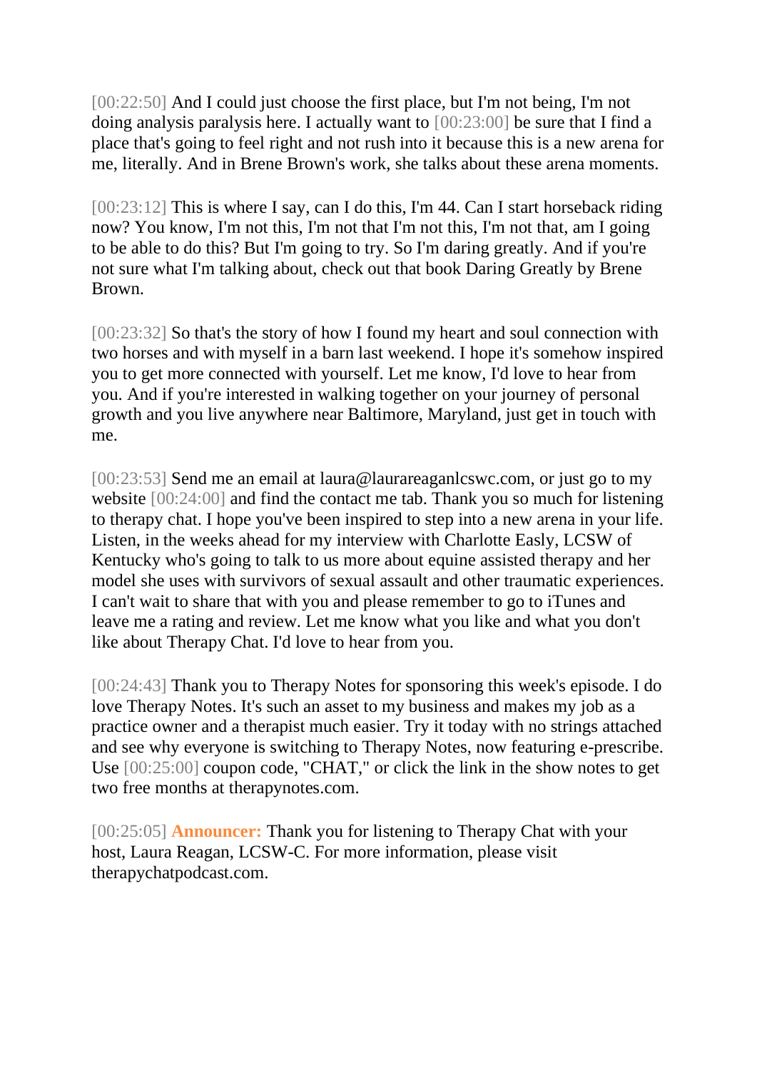[00:22:50] And I could just choose the first place, but I'm not being, I'm not doing analysis paralysis here. I actually want to [00:23:00] be sure that I find a place that's going to feel right and not rush into it because this is a new arena for me, literally. And in Brene Brown's work, she talks about these arena moments.

[00:23:12] This is where I say, can I do this, I'm 44. Can I start horseback riding now? You know, I'm not this, I'm not that I'm not this, I'm not that, am I going to be able to do this? But I'm going to try. So I'm daring greatly. And if you're not sure what I'm talking about, check out that book Daring Greatly by Brene Brown.

[00:23:32] So that's the story of how I found my heart and soul connection with two horses and with myself in a barn last weekend. I hope it's somehow inspired you to get more connected with yourself. Let me know, I'd love to hear from you. And if you're interested in walking together on your journey of personal growth and you live anywhere near Baltimore, Maryland, just get in touch with me.

[00:23:53] Send me an email at laura@laurareaganlcswc.com, or just go to my website [00:24:00] and find the contact me tab. Thank you so much for listening to therapy chat. I hope you've been inspired to step into a new arena in your life. Listen, in the weeks ahead for my interview with Charlotte Easly, LCSW of Kentucky who's going to talk to us more about equine assisted therapy and her model she uses with survivors of sexual assault and other traumatic experiences. I can't wait to share that with you and please remember to go to iTunes and leave me a rating and review. Let me know what you like and what you don't like about Therapy Chat. I'd love to hear from you.

[00:24:43] Thank you to Therapy Notes for sponsoring this week's episode. I do love Therapy Notes. It's such an asset to my business and makes my job as a practice owner and a therapist much easier. Try it today with no strings attached and see why everyone is switching to Therapy Notes, now featuring e-prescribe. Use [00:25:00] coupon code, "CHAT," or click the link in the show notes to get two free months at therapynotes.com.

[00:25:05] **Announcer:** Thank you for listening to Therapy Chat with your host, Laura Reagan, LCSW-C. For more information, please visit therapychatpodcast.com.